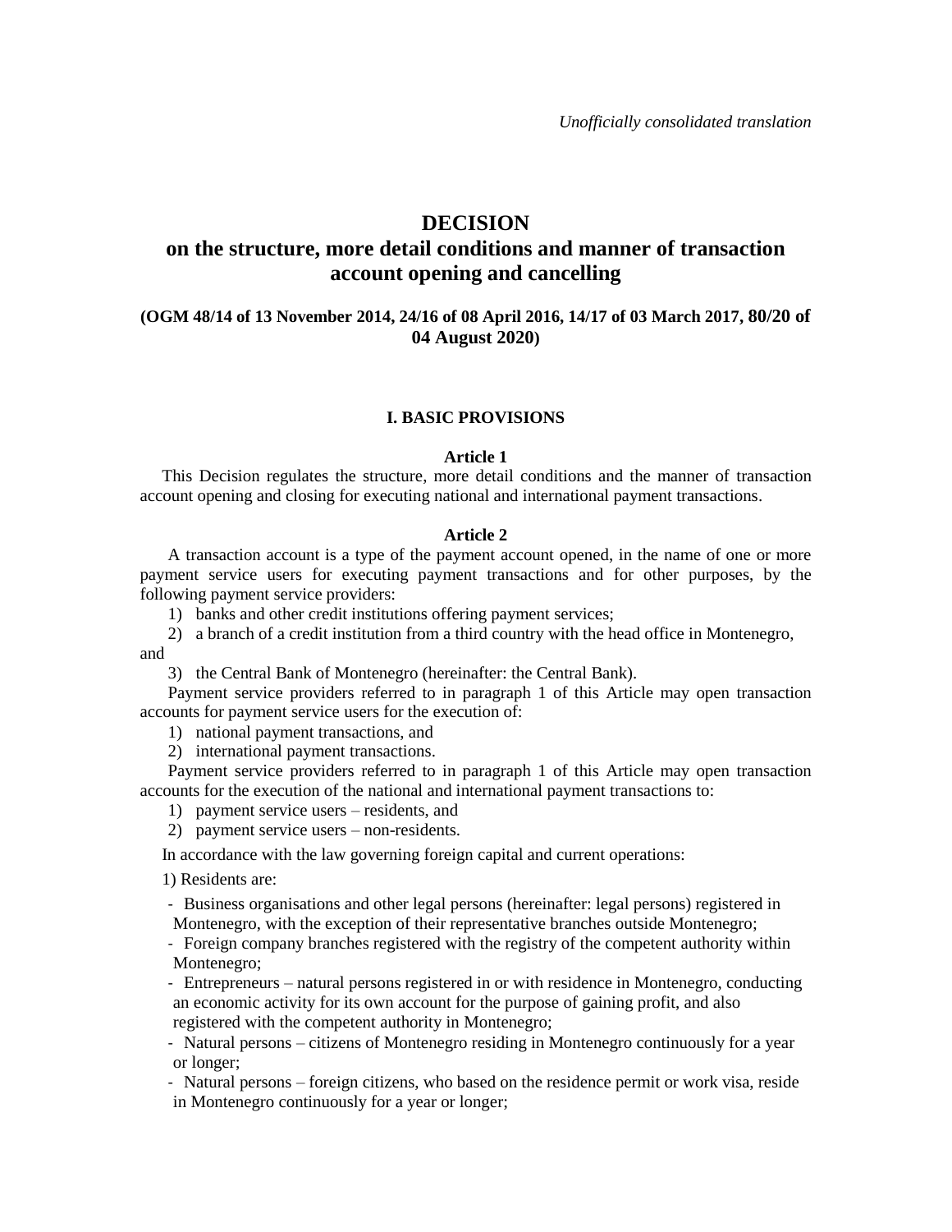*Unofficially consolidated translation*

# DECISION
# on the structure, more detail conditions and manner of transaction account opening and cancelling

**(OGM 48/14 of 13 November 2014, 24/16 of 08 April 2016, 14/17 of 03 March 2017, 80/20 of 04 August 2020)**

### I. BASIC PROVISIONS

**Article 1**

This Decision regulates the structure, more detail conditions and the manner of transaction account opening and closing for executing national and international payment transactions.

**Article 2**

A transaction account is a type of the payment account opened, in the name of one or more payment service users for executing payment transactions and for other purposes, by the following payment service providers:

1) banks and other credit institutions offering payment services;
2) a branch of a credit institution from a third country with the head office in Montenegro, and
3) the Central Bank of Montenegro (hereinafter: the Central Bank).

Payment service providers referred to in paragraph 1 of this Article may open transaction accounts for payment service users for the execution of:

1) national payment transactions, and
2) international payment transactions.

Payment service providers referred to in paragraph 1 of this Article may open transaction accounts for the execution of the national and international payment transactions to:

1) payment service users – residents, and
2) payment service users – non-residents.

In accordance with the law governing foreign capital and current operations:

1) Residents are:

- Business organisations and other legal persons (hereinafter: legal persons) registered in Montenegro, with the exception of their representative branches outside Montenegro;
- Foreign company branches registered with the registry of the competent authority within Montenegro;
- Entrepreneurs – natural persons registered in or with residence in Montenegro, conducting an economic activity for its own account for the purpose of gaining profit, and also registered with the competent authority in Montenegro;
- Natural persons – citizens of Montenegro residing in Montenegro continuously for a year or longer;
- Natural persons – foreign citizens, who based on the residence permit or work visa, reside in Montenegro continuously for a year or longer;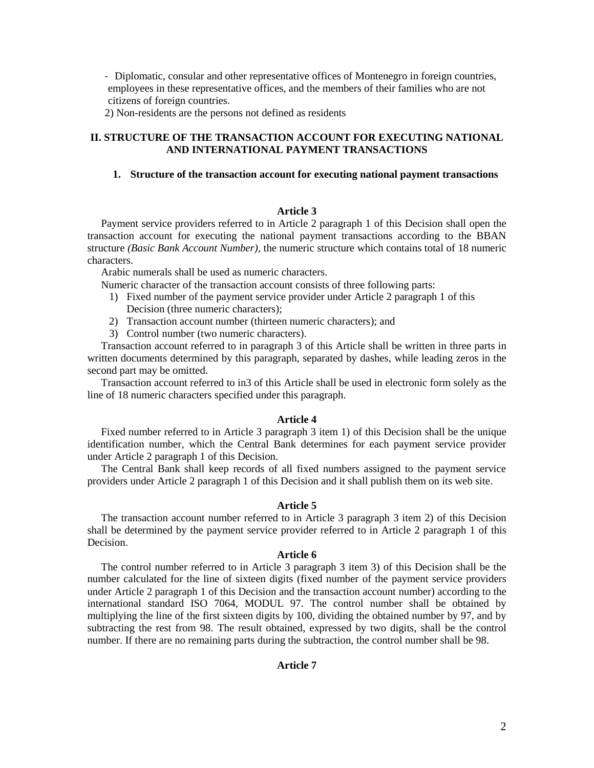- Diplomatic, consular and other representative offices of Montenegro in foreign countries, employees in these representative offices, and the members of their families who are not citizens of foreign countries.

2) Non-residents are the persons not defined as residents

## II. STRUCTURE OF THE TRANSACTION ACCOUNT FOR EXECUTING NATIONAL AND INTERNATIONAL PAYMENT TRANSACTIONS

### 1. Structure of the transaction account for executing national payment transactions

#### Article 3

Payment service providers referred to in Article 2 paragraph 1 of this Decision shall open the transaction account for executing the national payment transactions according to the BBAN structure *(Basic Bank Account Number),* the numeric structure which contains total of 18 numeric characters.

Arabic numerals shall be used as numeric characters.

Numeric character of the transaction account consists of three following parts:

1) Fixed number of the payment service provider under Article 2 paragraph 1 of this Decision (three numeric characters);
2) Transaction account number (thirteen numeric characters); and
3) Control number (two numeric characters).

Transaction account referred to in paragraph 3 of this Article shall be written in three parts in written documents determined by this paragraph, separated by dashes, while leading zeros in the second part may be omitted.

Transaction account referred to in3 of this Article shall be used in electronic form solely as the line of 18 numeric characters specified under this paragraph.

#### Article 4

Fixed number referred to in Article 3 paragraph 3 item 1) of this Decision shall be the unique identification number, which the Central Bank determines for each payment service provider under Article 2 paragraph 1 of this Decision.

The Central Bank shall keep records of all fixed numbers assigned to the payment service providers under Article 2 paragraph 1 of this Decision and it shall publish them on its web site.

#### Article 5

The transaction account number referred to in Article 3 paragraph 3 item 2) of this Decision shall be determined by the payment service provider referred to in Article 2 paragraph 1 of this Decision.

#### Article 6

The control number referred to in Article 3 paragraph 3 item 3) of this Decision shall be the number calculated for the line of sixteen digits (fixed number of the payment service providers under Article 2 paragraph 1 of this Decision and the transaction account number) according to the international standard ISO 7064, MODUL 97. The control number shall be obtained by multiplying the line of the first sixteen digits by 100, dividing the obtained number by 97, and by subtracting the rest from 98. The result obtained, expressed by two digits, shall be the control number. If there are no remaining parts during the subtraction, the control number shall be 98.

#### Article 7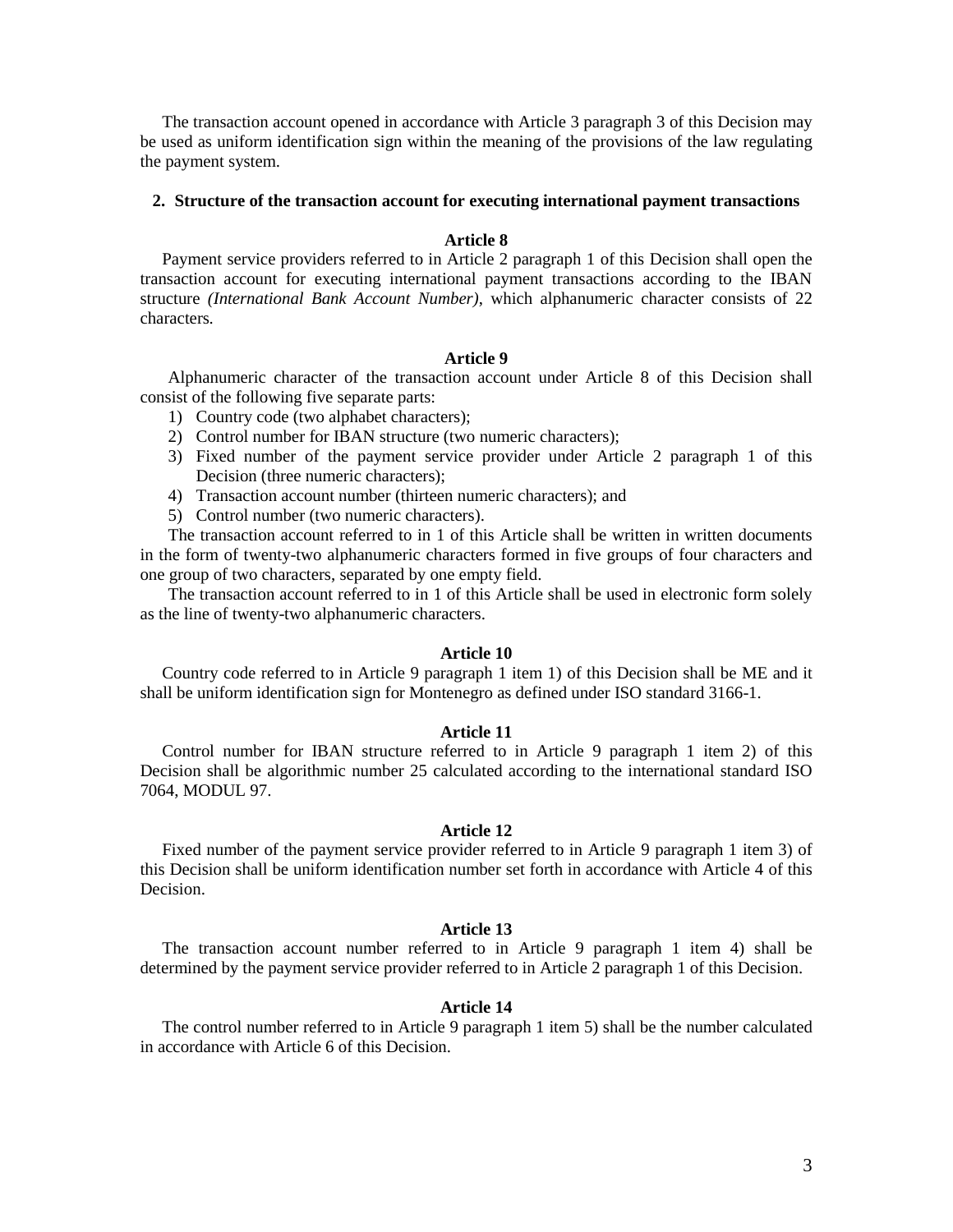The transaction account opened in accordance with Article 3 paragraph 3 of this Decision may be used as uniform identification sign within the meaning of the provisions of the law regulating the payment system.

## 2. Structure of the transaction account for executing international payment transactions

### Article 8

Payment service providers referred to in Article 2 paragraph 1 of this Decision shall open the transaction account for executing international payment transactions according to the IBAN structure *(International Bank Account Number)*, which alphanumeric character consists of 22 characters.

### Article 9

Alphanumeric character of the transaction account under Article 8 of this Decision shall consist of the following five separate parts:

1) Country code (two alphabet characters);
2) Control number for IBAN structure (two numeric characters);
3) Fixed number of the payment service provider under Article 2 paragraph 1 of this Decision (three numeric characters);
4) Transaction account number (thirteen numeric characters); and
5) Control number (two numeric characters).

The transaction account referred to in 1 of this Article shall be written in written documents in the form of twenty-two alphanumeric characters formed in five groups of four characters and one group of two characters, separated by one empty field.

The transaction account referred to in 1 of this Article shall be used in electronic form solely as the line of twenty-two alphanumeric characters.

### Article 10

Country code referred to in Article 9 paragraph 1 item 1) of this Decision shall be ME and it shall be uniform identification sign for Montenegro as defined under ISO standard 3166-1.

### Article 11

Control number for IBAN structure referred to in Article 9 paragraph 1 item 2) of this Decision shall be algorithmic number 25 calculated according to the international standard ISO 7064, MODUL 97.

### Article 12

Fixed number of the payment service provider referred to in Article 9 paragraph 1 item 3) of this Decision shall be uniform identification number set forth in accordance with Article 4 of this Decision.

### Article 13

The transaction account number referred to in Article 9 paragraph 1 item 4) shall be determined by the payment service provider referred to in Article 2 paragraph 1 of this Decision.

### Article 14

The control number referred to in Article 9 paragraph 1 item 5) shall be the number calculated in accordance with Article 6 of this Decision.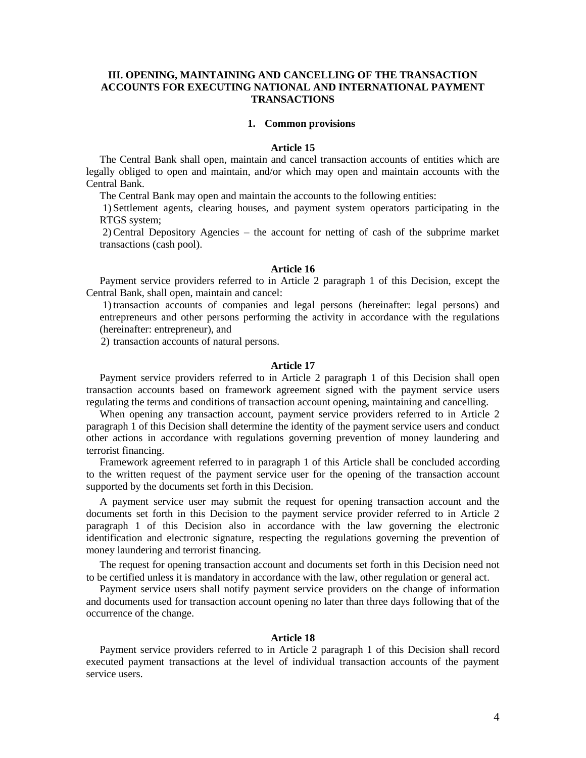## III. OPENING, MAINTAINING AND CANCELLING OF THE TRANSACTION ACCOUNTS FOR EXECUTING NATIONAL AND INTERNATIONAL PAYMENT TRANSACTIONS

### 1. Common provisions

#### Article 15

The Central Bank shall open, maintain and cancel transaction accounts of entities which are legally obliged to open and maintain, and/or which may open and maintain accounts with the Central Bank.

The Central Bank may open and maintain the accounts to the following entities:

1) Settlement agents, clearing houses, and payment system operators participating in the RTGS system;
2) Central Depository Agencies – the account for netting of cash of the subprime market transactions (cash pool).

#### Article 16

Payment service providers referred to in Article 2 paragraph 1 of this Decision, except the Central Bank, shall open, maintain and cancel:

1) transaction accounts of companies and legal persons (hereinafter: legal persons) and entrepreneurs and other persons performing the activity in accordance with the regulations (hereinafter: entrepreneur), and
2) transaction accounts of natural persons.

#### Article 17

Payment service providers referred to in Article 2 paragraph 1 of this Decision shall open transaction accounts based on framework agreement signed with the payment service users regulating the terms and conditions of transaction account opening, maintaining and cancelling.

When opening any transaction account, payment service providers referred to in Article 2 paragraph 1 of this Decision shall determine the identity of the payment service users and conduct other actions in accordance with regulations governing prevention of money laundering and terrorist financing.

Framework agreement referred to in paragraph 1 of this Article shall be concluded according to the written request of the payment service user for the opening of the transaction account supported by the documents set forth in this Decision.

A payment service user may submit the request for opening transaction account and the documents set forth in this Decision to the payment service provider referred to in Article 2 paragraph 1 of this Decision also in accordance with the law governing the electronic identification and electronic signature, respecting the regulations governing the prevention of money laundering and terrorist financing.

The request for opening transaction account and documents set forth in this Decision need not to be certified unless it is mandatory in accordance with the law, other regulation or general act.

Payment service users shall notify payment service providers on the change of information and documents used for transaction account opening no later than three days following that of the occurrence of the change.

#### Article 18

Payment service providers referred to in Article 2 paragraph 1 of this Decision shall record executed payment transactions at the level of individual transaction accounts of the payment service users.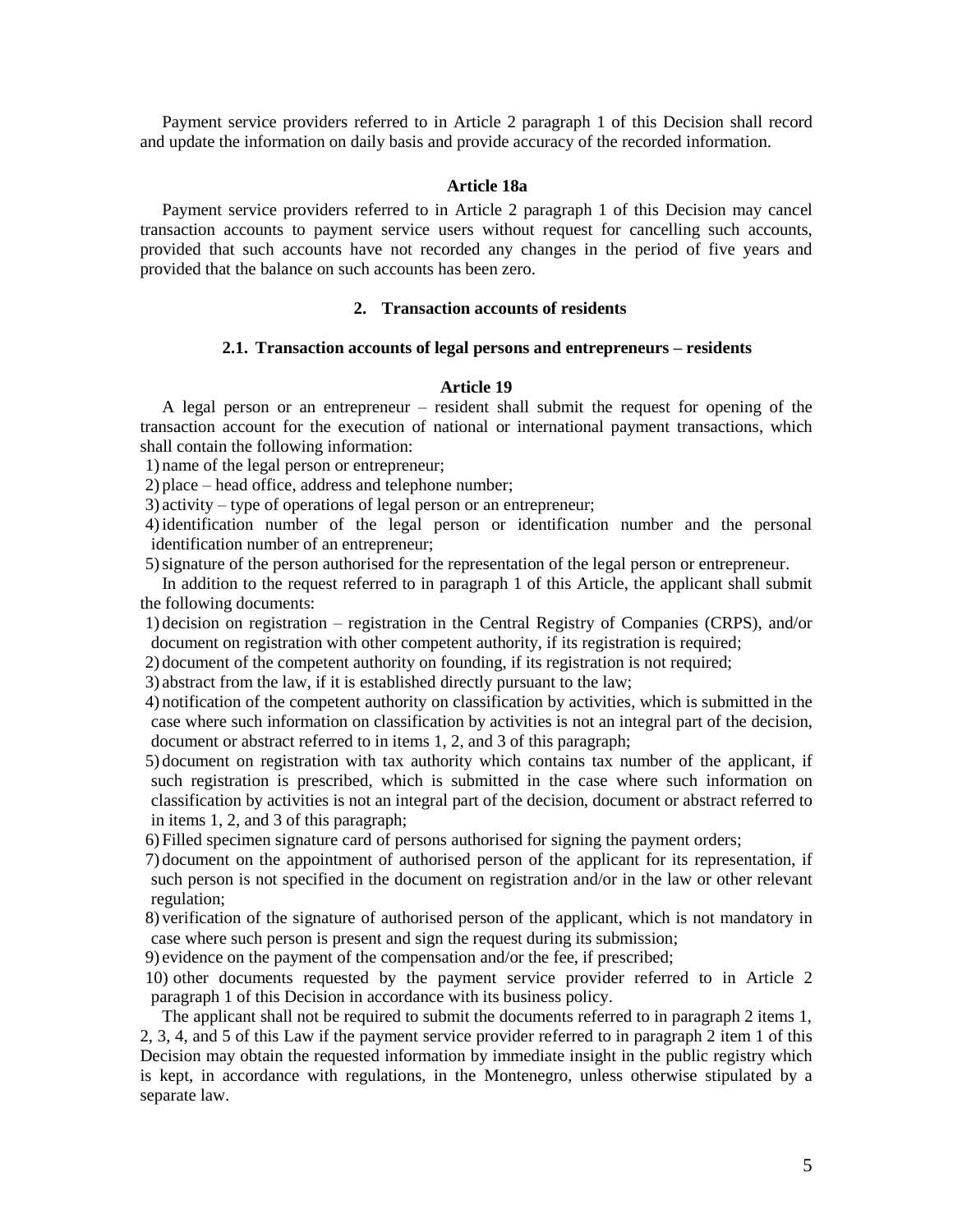Payment service providers referred to in Article 2 paragraph 1 of this Decision shall record and update the information on daily basis and provide accuracy of the recorded information.

### Article 18a

Payment service providers referred to in Article 2 paragraph 1 of this Decision may cancel transaction accounts to payment service users without request for cancelling such accounts, provided that such accounts have not recorded any changes in the period of five years and provided that the balance on such accounts has been zero.

## 2. Transaction accounts of residents

### 2.1. Transaction accounts of legal persons and entrepreneurs – residents

### Article 19

A legal person or an entrepreneur – resident shall submit the request for opening of the transaction account for the execution of national or international payment transactions, which shall contain the following information:

1) name of the legal person or entrepreneur;
2) place – head office, address and telephone number;
3) activity – type of operations of legal person or an entrepreneur;
4) identification number of the legal person or identification number and the personal identification number of an entrepreneur;
5) signature of the person authorised for the representation of the legal person or entrepreneur.

In addition to the request referred to in paragraph 1 of this Article, the applicant shall submit the following documents:

1) decision on registration – registration in the Central Registry of Companies (CRPS), and/or document on registration with other competent authority, if its registration is required;
2) document of the competent authority on founding, if its registration is not required;
3) abstract from the law, if it is established directly pursuant to the law;
4) notification of the competent authority on classification by activities, which is submitted in the case where such information on classification by activities is not an integral part of the decision, document or abstract referred to in items 1, 2, and 3 of this paragraph;
5) document on registration with tax authority which contains tax number of the applicant, if such registration is prescribed, which is submitted in the case where such information on classification by activities is not an integral part of the decision, document or abstract referred to in items 1, 2, and 3 of this paragraph;
6) Filled specimen signature card of persons authorised for signing the payment orders;
7) document on the appointment of authorised person of the applicant for its representation, if such person is not specified in the document on registration and/or in the law or other relevant regulation;
8) verification of the signature of authorised person of the applicant, which is not mandatory in case where such person is present and sign the request during its submission;
9) evidence on the payment of the compensation and/or the fee, if prescribed;
10) other documents requested by the payment service provider referred to in Article 2 paragraph 1 of this Decision in accordance with its business policy.

The applicant shall not be required to submit the documents referred to in paragraph 2 items 1, 2, 3, 4, and 5 of this Law if the payment service provider referred to in paragraph 2 item 1 of this Decision may obtain the requested information by immediate insight in the public registry which is kept, in accordance with regulations, in the Montenegro, unless otherwise stipulated by a separate law.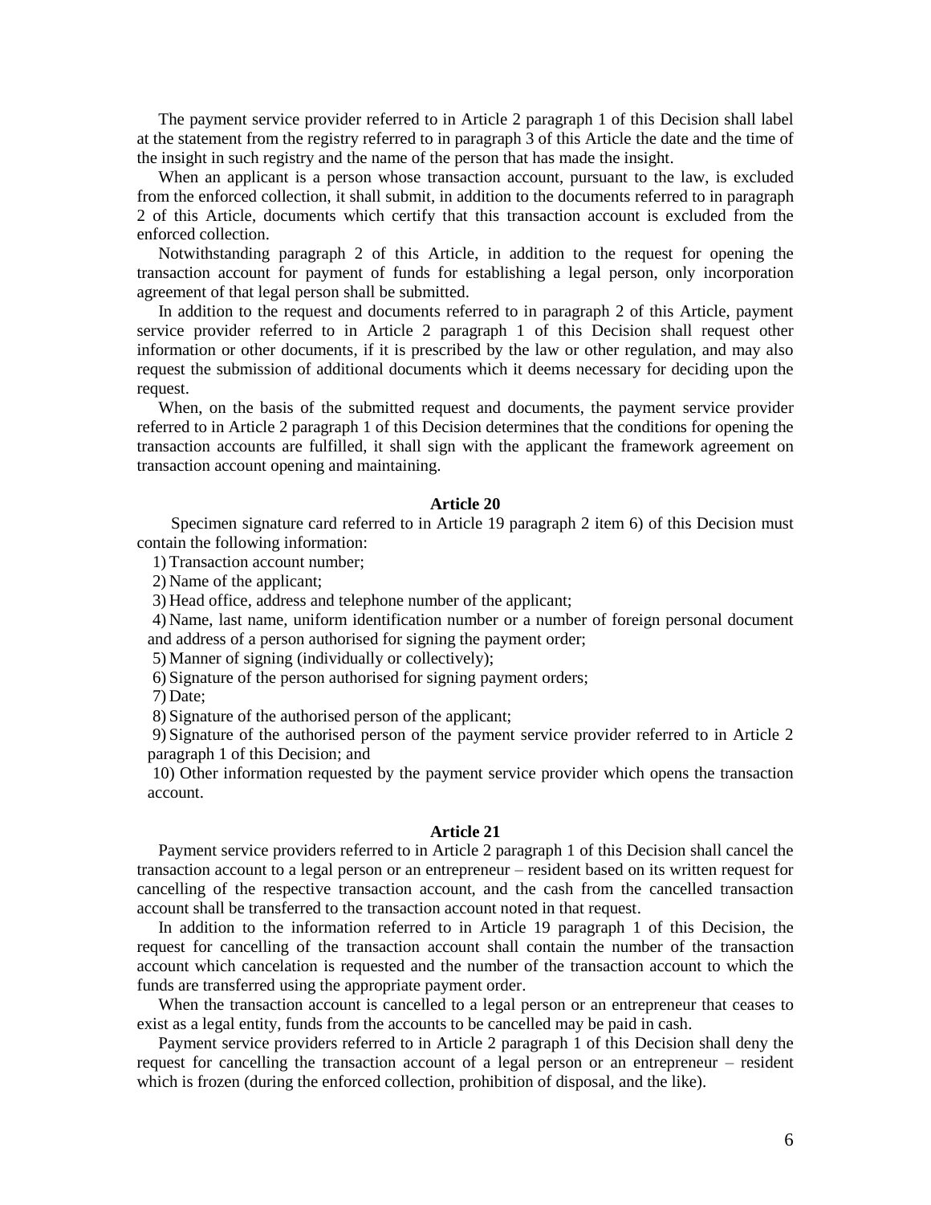The payment service provider referred to in Article 2 paragraph 1 of this Decision shall label at the statement from the registry referred to in paragraph 3 of this Article the date and the time of the insight in such registry and the name of the person that has made the insight.

When an applicant is a person whose transaction account, pursuant to the law, is excluded from the enforced collection, it shall submit, in addition to the documents referred to in paragraph 2 of this Article, documents which certify that this transaction account is excluded from the enforced collection.

Notwithstanding paragraph 2 of this Article, in addition to the request for opening the transaction account for payment of funds for establishing a legal person, only incorporation agreement of that legal person shall be submitted.

In addition to the request and documents referred to in paragraph 2 of this Article, payment service provider referred to in Article 2 paragraph 1 of this Decision shall request other information or other documents, if it is prescribed by the law or other regulation, and may also request the submission of additional documents which it deems necessary for deciding upon the request.

When, on the basis of the submitted request and documents, the payment service provider referred to in Article 2 paragraph 1 of this Decision determines that the conditions for opening the transaction accounts are fulfilled, it shall sign with the applicant the framework agreement on transaction account opening and maintaining.

### Article 20

Specimen signature card referred to in Article 19 paragraph 2 item 6) of this Decision must contain the following information:

1) Transaction account number;
2) Name of the applicant;
3) Head office, address and telephone number of the applicant;
4) Name, last name, uniform identification number or a number of foreign personal document and address of a person authorised for signing the payment order;
5) Manner of signing (individually or collectively);
6) Signature of the person authorised for signing payment orders;
7) Date;
8) Signature of the authorised person of the applicant;
9) Signature of the authorised person of the payment service provider referred to in Article 2 paragraph 1 of this Decision; and
10) Other information requested by the payment service provider which opens the transaction account.

### Article 21

Payment service providers referred to in Article 2 paragraph 1 of this Decision shall cancel the transaction account to a legal person or an entrepreneur – resident based on its written request for cancelling of the respective transaction account, and the cash from the cancelled transaction account shall be transferred to the transaction account noted in that request.

In addition to the information referred to in Article 19 paragraph 1 of this Decision, the request for cancelling of the transaction account shall contain the number of the transaction account which cancelation is requested and the number of the transaction account to which the funds are transferred using the appropriate payment order.

When the transaction account is cancelled to a legal person or an entrepreneur that ceases to exist as a legal entity, funds from the accounts to be cancelled may be paid in cash.

Payment service providers referred to in Article 2 paragraph 1 of this Decision shall deny the request for cancelling the transaction account of a legal person or an entrepreneur – resident which is frozen (during the enforced collection, prohibition of disposal, and the like).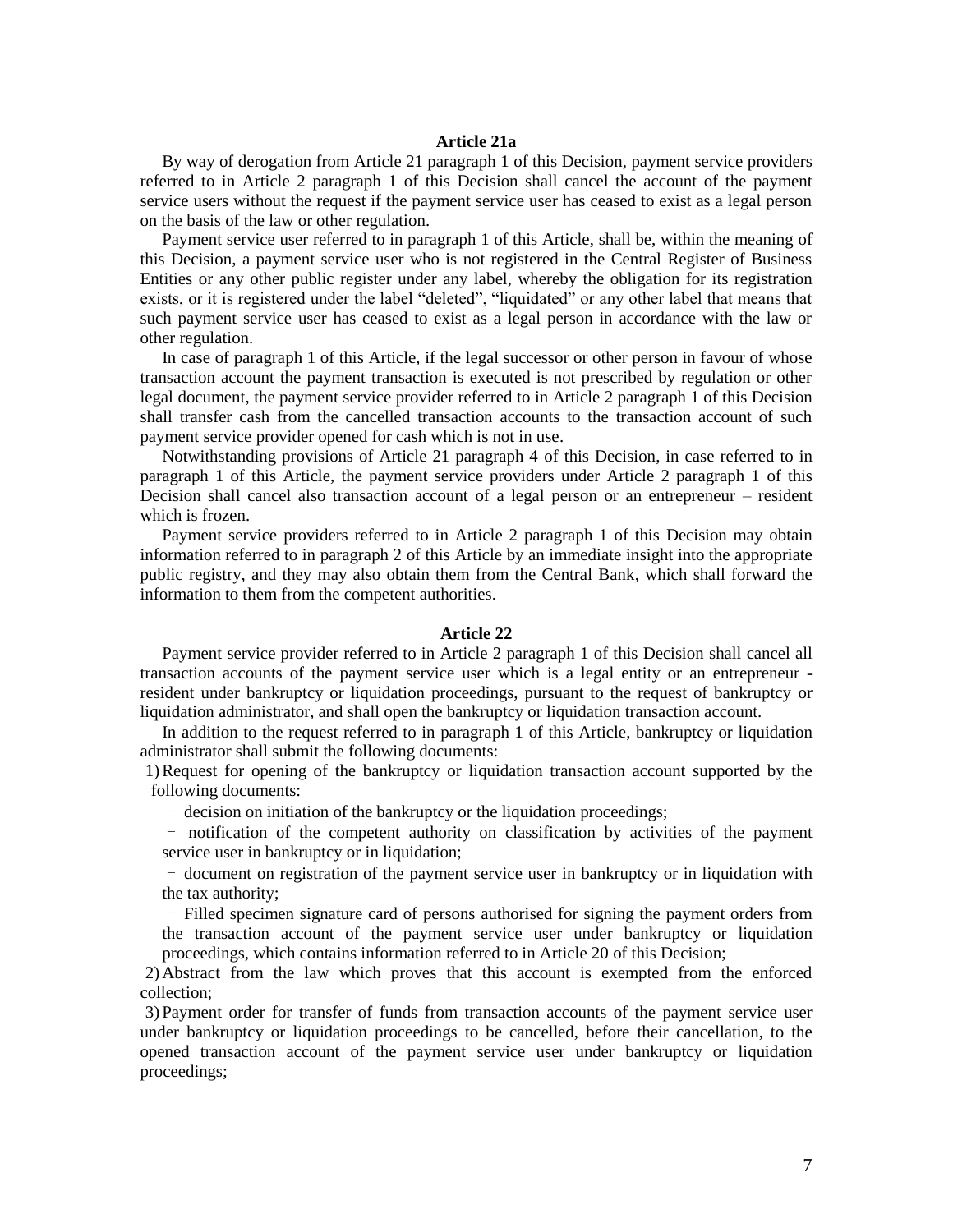### Article 21a

By way of derogation from Article 21 paragraph 1 of this Decision, payment service providers referred to in Article 2 paragraph 1 of this Decision shall cancel the account of the payment service users without the request if the payment service user has ceased to exist as a legal person on the basis of the law or other regulation.

Payment service user referred to in paragraph 1 of this Article, shall be, within the meaning of this Decision, a payment service user who is not registered in the Central Register of Business Entities or any other public register under any label, whereby the obligation for its registration exists, or it is registered under the label "deleted", "liquidated" or any other label that means that such payment service user has ceased to exist as a legal person in accordance with the law or other regulation.

In case of paragraph 1 of this Article, if the legal successor or other person in favour of whose transaction account the payment transaction is executed is not prescribed by regulation or other legal document, the payment service provider referred to in Article 2 paragraph 1 of this Decision shall transfer cash from the cancelled transaction accounts to the transaction account of such payment service provider opened for cash which is not in use.

Notwithstanding provisions of Article 21 paragraph 4 of this Decision, in case referred to in paragraph 1 of this Article, the payment service providers under Article 2 paragraph 1 of this Decision shall cancel also transaction account of a legal person or an entrepreneur – resident which is frozen.

Payment service providers referred to in Article 2 paragraph 1 of this Decision may obtain information referred to in paragraph 2 of this Article by an immediate insight into the appropriate public registry, and they may also obtain them from the Central Bank, which shall forward the information to them from the competent authorities.

### Article 22

Payment service provider referred to in Article 2 paragraph 1 of this Decision shall cancel all transaction accounts of the payment service user which is a legal entity or an entrepreneur - resident under bankruptcy or liquidation proceedings, pursuant to the request of bankruptcy or liquidation administrator, and shall open the bankruptcy or liquidation transaction account.

In addition to the request referred to in paragraph 1 of this Article, bankruptcy or liquidation administrator shall submit the following documents:

1) Request for opening of the bankruptcy or liquidation transaction account supported by the following documents:
   - decision on initiation of the bankruptcy or the liquidation proceedings;
   - notification of the competent authority on classification by activities of the payment service user in bankruptcy or in liquidation;
   - document on registration of the payment service user in bankruptcy or in liquidation with the tax authority;
   - Filled specimen signature card of persons authorised for signing the payment orders from the transaction account of the payment service user under bankruptcy or liquidation proceedings, which contains information referred to in Article 20 of this Decision;
2) Abstract from the law which proves that this account is exempted from the enforced collection;
3) Payment order for transfer of funds from transaction accounts of the payment service user under bankruptcy or liquidation proceedings to be cancelled, before their cancellation, to the opened transaction account of the payment service user under bankruptcy or liquidation proceedings;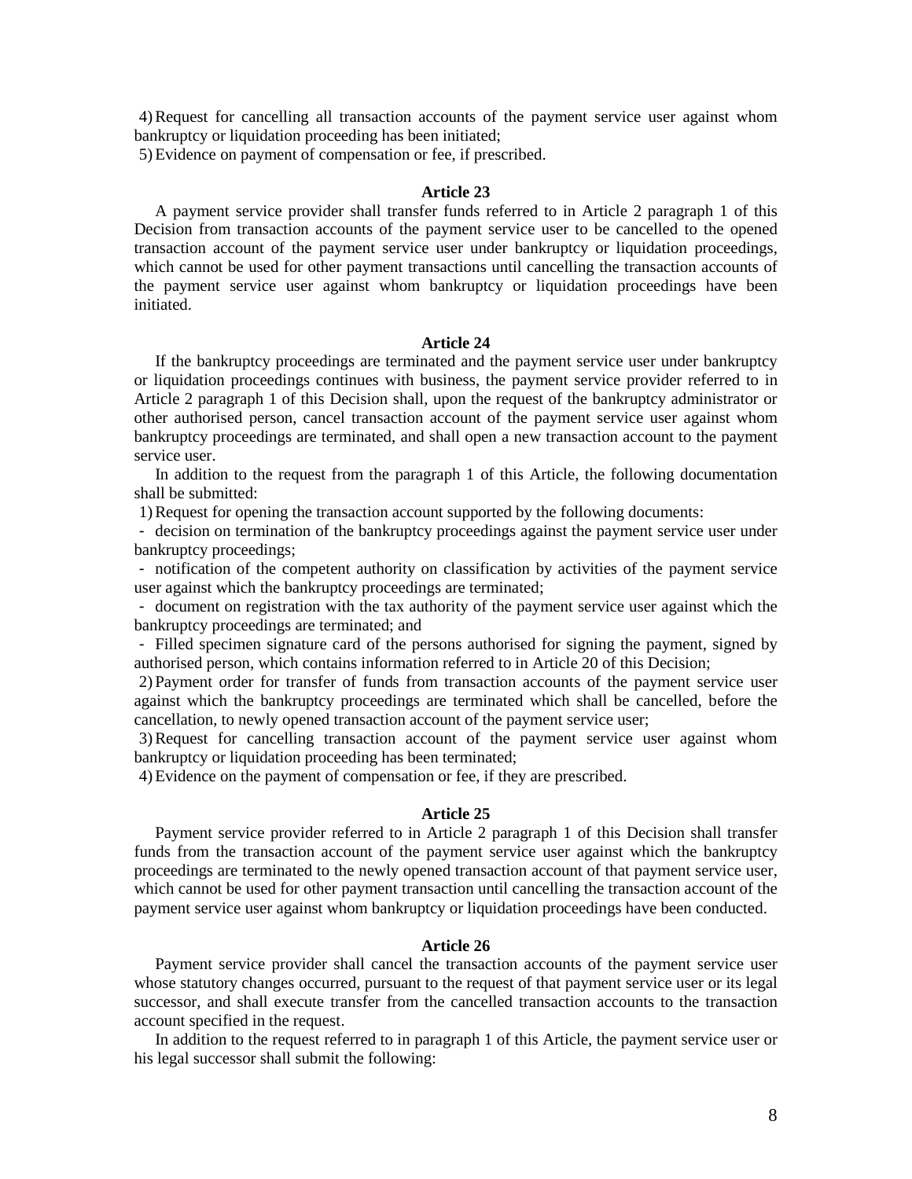4) Request for cancelling all transaction accounts of the payment service user against whom bankruptcy or liquidation proceeding has been initiated;
5) Evidence on payment of compensation or fee, if prescribed.

### Article 23

A payment service provider shall transfer funds referred to in Article 2 paragraph 1 of this Decision from transaction accounts of the payment service user to be cancelled to the opened transaction account of the payment service user under bankruptcy or liquidation proceedings, which cannot be used for other payment transactions until cancelling the transaction accounts of the payment service user against whom bankruptcy or liquidation proceedings have been initiated.

### Article 24

If the bankruptcy proceedings are terminated and the payment service user under bankruptcy or liquidation proceedings continues with business, the payment service provider referred to in Article 2 paragraph 1 of this Decision shall, upon the request of the bankruptcy administrator or other authorised person, cancel transaction account of the payment service user against whom bankruptcy proceedings are terminated, and shall open a new transaction account to the payment service user.

In addition to the request from the paragraph 1 of this Article, the following documentation shall be submitted:

1) Request for opening the transaction account supported by the following documents:
   - decision on termination of the bankruptcy proceedings against the payment service user under bankruptcy proceedings;
   - notification of the competent authority on classification by activities of the payment service user against which the bankruptcy proceedings are terminated;
   - document on registration with the tax authority of the payment service user against which the bankruptcy proceedings are terminated; and
   - Filled specimen signature card of the persons authorised for signing the payment, signed by authorised person, which contains information referred to in Article 20 of this Decision;
2) Payment order for transfer of funds from transaction accounts of the payment service user against which the bankruptcy proceedings are terminated which shall be cancelled, before the cancellation, to newly opened transaction account of the payment service user;
3) Request for cancelling transaction account of the payment service user against whom bankruptcy or liquidation proceeding has been terminated;
4) Evidence on the payment of compensation or fee, if they are prescribed.

### Article 25

Payment service provider referred to in Article 2 paragraph 1 of this Decision shall transfer funds from the transaction account of the payment service user against which the bankruptcy proceedings are terminated to the newly opened transaction account of that payment service user, which cannot be used for other payment transaction until cancelling the transaction account of the payment service user against whom bankruptcy or liquidation proceedings have been conducted.

### Article 26

Payment service provider shall cancel the transaction accounts of the payment service user whose statutory changes occurred, pursuant to the request of that payment service user or its legal successor, and shall execute transfer from the cancelled transaction accounts to the transaction account specified in the request.

In addition to the request referred to in paragraph 1 of this Article, the payment service user or his legal successor shall submit the following: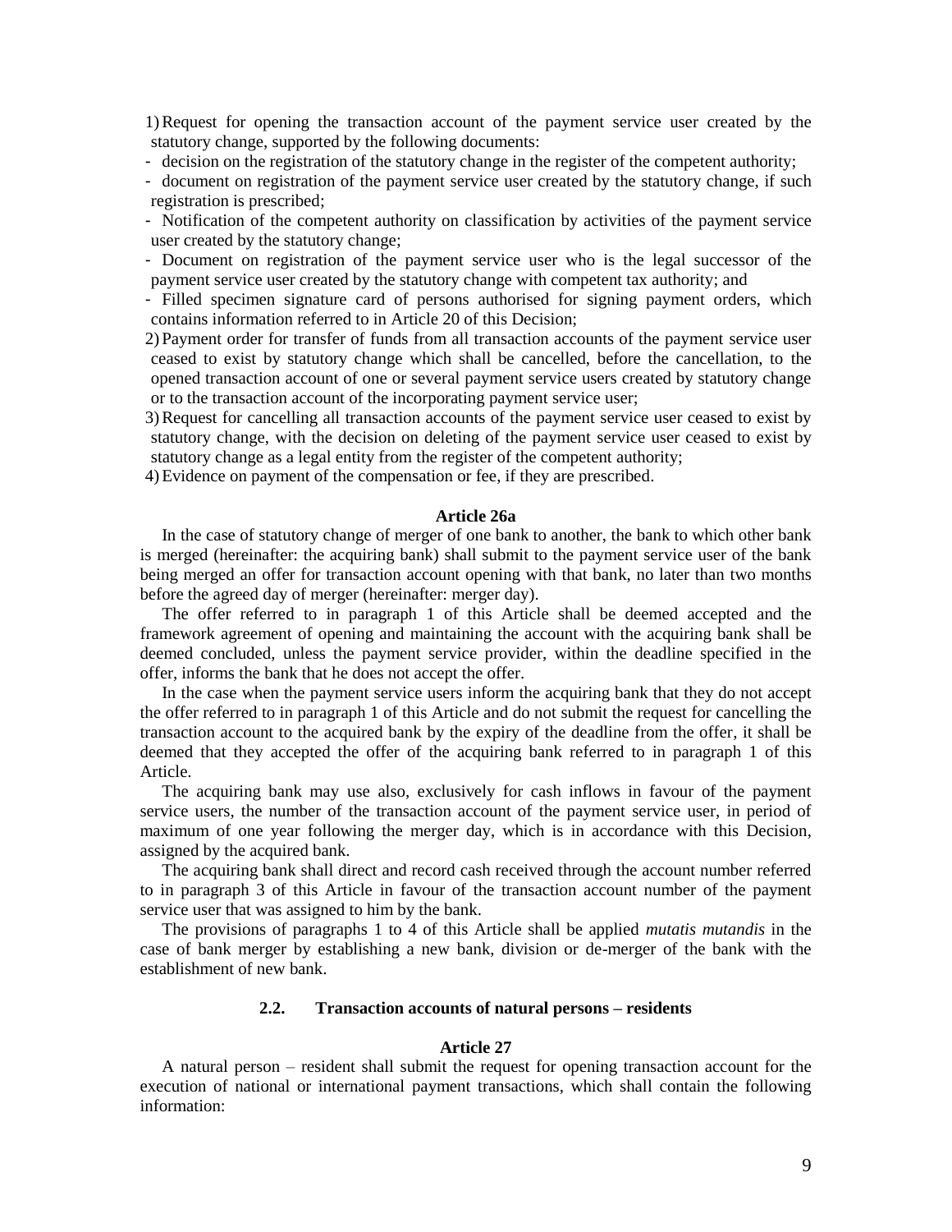1) Request for opening the transaction account of the payment service user created by the statutory change, supported by the following documents:
- decision on the registration of the statutory change in the register of the competent authority;
- document on registration of the payment service user created by the statutory change, if such registration is prescribed;
- Notification of the competent authority on classification by activities of the payment service user created by the statutory change;
- Document on registration of the payment service user who is the legal successor of the payment service user created by the statutory change with competent tax authority; and
- Filled specimen signature card of persons authorised for signing payment orders, which contains information referred to in Article 20 of this Decision;

2) Payment order for transfer of funds from all transaction accounts of the payment service user ceased to exist by statutory change which shall be cancelled, before the cancellation, to the opened transaction account of one or several payment service users created by statutory change or to the transaction account of the incorporating payment service user;

3) Request for cancelling all transaction accounts of the payment service user ceased to exist by statutory change, with the decision on deleting of the payment service user ceased to exist by statutory change as a legal entity from the register of the competent authority;

4) Evidence on payment of the compensation or fee, if they are prescribed.

#### Article 26a

In the case of statutory change of merger of one bank to another, the bank to which other bank is merged (hereinafter: the acquiring bank) shall submit to the payment service user of the bank being merged an offer for transaction account opening with that bank, no later than two months before the agreed day of merger (hereinafter: merger day).

The offer referred to in paragraph 1 of this Article shall be deemed accepted and the framework agreement of opening and maintaining the account with the acquiring bank shall be deemed concluded, unless the payment service provider, within the deadline specified in the offer, informs the bank that he does not accept the offer.

In the case when the payment service users inform the acquiring bank that they do not accept the offer referred to in paragraph 1 of this Article and do not submit the request for cancelling the transaction account to the acquired bank by the expiry of the deadline from the offer, it shall be deemed that they accepted the offer of the acquiring bank referred to in paragraph 1 of this Article.

The acquiring bank may use also, exclusively for cash inflows in favour of the payment service users, the number of the transaction account of the payment service user, in period of maximum of one year following the merger day, which is in accordance with this Decision, assigned by the acquired bank.

The acquiring bank shall direct and record cash received through the account number referred to in paragraph 3 of this Article in favour of the transaction account number of the payment service user that was assigned to him by the bank.

The provisions of paragraphs 1 to 4 of this Article shall be applied *mutatis mutandis* in the case of bank merger by establishing a new bank, division or de-merger of the bank with the establishment of new bank.

### 2.2. Transaction accounts of natural persons – residents

#### Article 27

A natural person – resident shall submit the request for opening transaction account for the execution of national or international payment transactions, which shall contain the following information: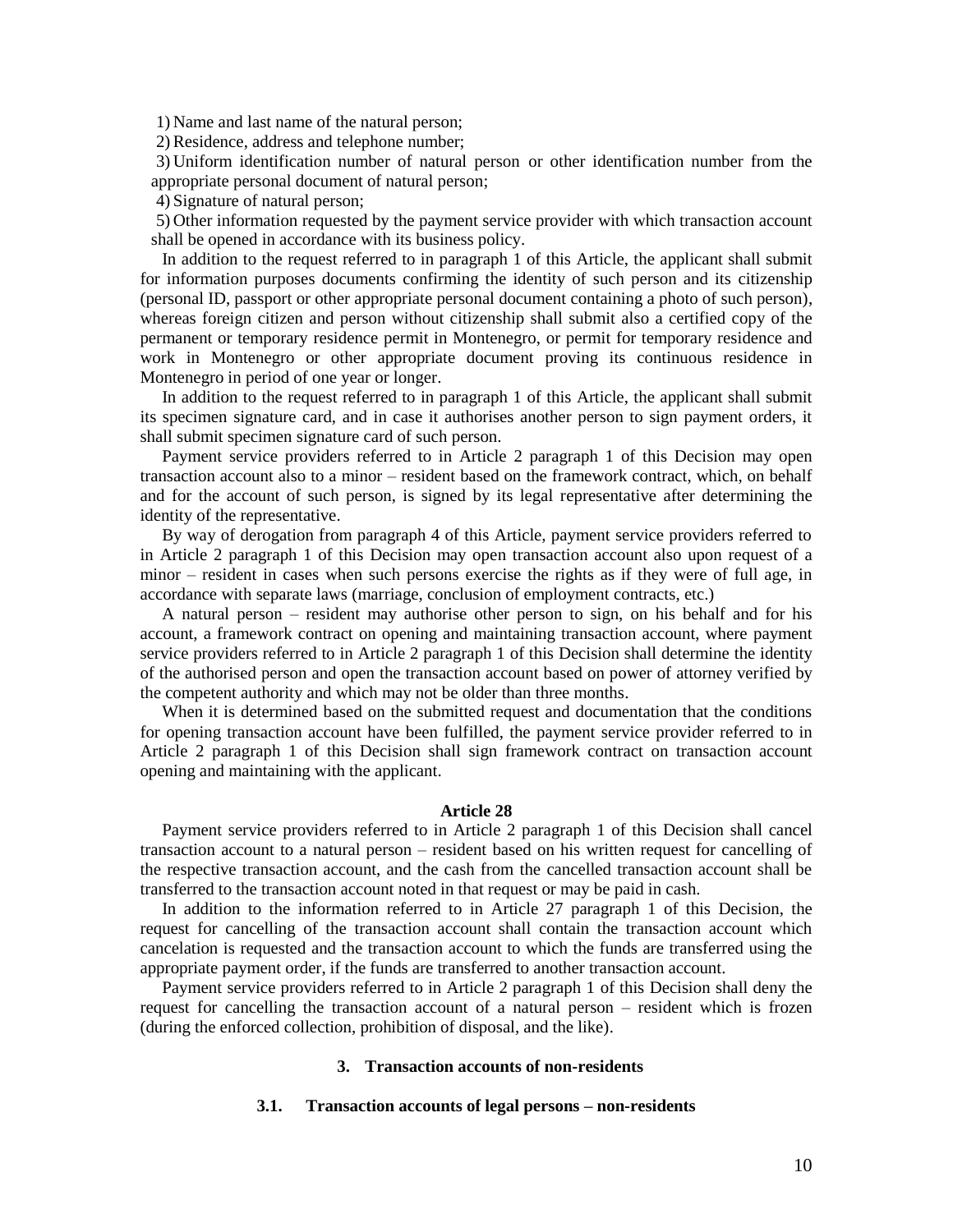1) Name and last name of the natural person;

2) Residence, address and telephone number;

3) Uniform identification number of natural person or other identification number from the appropriate personal document of natural person;

4) Signature of natural person;

5) Other information requested by the payment service provider with which transaction account shall be opened in accordance with its business policy.

In addition to the request referred to in paragraph 1 of this Article, the applicant shall submit for information purposes documents confirming the identity of such person and its citizenship (personal ID, passport or other appropriate personal document containing a photo of such person), whereas foreign citizen and person without citizenship shall submit also a certified copy of the permanent or temporary residence permit in Montenegro, or permit for temporary residence and work in Montenegro or other appropriate document proving its continuous residence in Montenegro in period of one year or longer.

In addition to the request referred to in paragraph 1 of this Article, the applicant shall submit its specimen signature card, and in case it authorises another person to sign payment orders, it shall submit specimen signature card of such person.

Payment service providers referred to in Article 2 paragraph 1 of this Decision may open transaction account also to a minor – resident based on the framework contract, which, on behalf and for the account of such person, is signed by its legal representative after determining the identity of the representative.

By way of derogation from paragraph 4 of this Article, payment service providers referred to in Article 2 paragraph 1 of this Decision may open transaction account also upon request of a minor – resident in cases when such persons exercise the rights as if they were of full age, in accordance with separate laws (marriage, conclusion of employment contracts, etc.)

A natural person – resident may authorise other person to sign, on his behalf and for his account, a framework contract on opening and maintaining transaction account, where payment service providers referred to in Article 2 paragraph 1 of this Decision shall determine the identity of the authorised person and open the transaction account based on power of attorney verified by the competent authority and which may not be older than three months.

When it is determined based on the submitted request and documentation that the conditions for opening transaction account have been fulfilled, the payment service provider referred to in Article 2 paragraph 1 of this Decision shall sign framework contract on transaction account opening and maintaining with the applicant.

**Article 28**

Payment service providers referred to in Article 2 paragraph 1 of this Decision shall cancel transaction account to a natural person – resident based on his written request for cancelling of the respective transaction account, and the cash from the cancelled transaction account shall be transferred to the transaction account noted in that request or may be paid in cash.

In addition to the information referred to in Article 27 paragraph 1 of this Decision, the request for cancelling of the transaction account shall contain the transaction account which cancelation is requested and the transaction account to which the funds are transferred using the appropriate payment order, if the funds are transferred to another transaction account.

Payment service providers referred to in Article 2 paragraph 1 of this Decision shall deny the request for cancelling the transaction account of a natural person – resident which is frozen (during the enforced collection, prohibition of disposal, and the like).

## 3. Transaction accounts of non-residents

### 3.1. Transaction accounts of legal persons – non-residents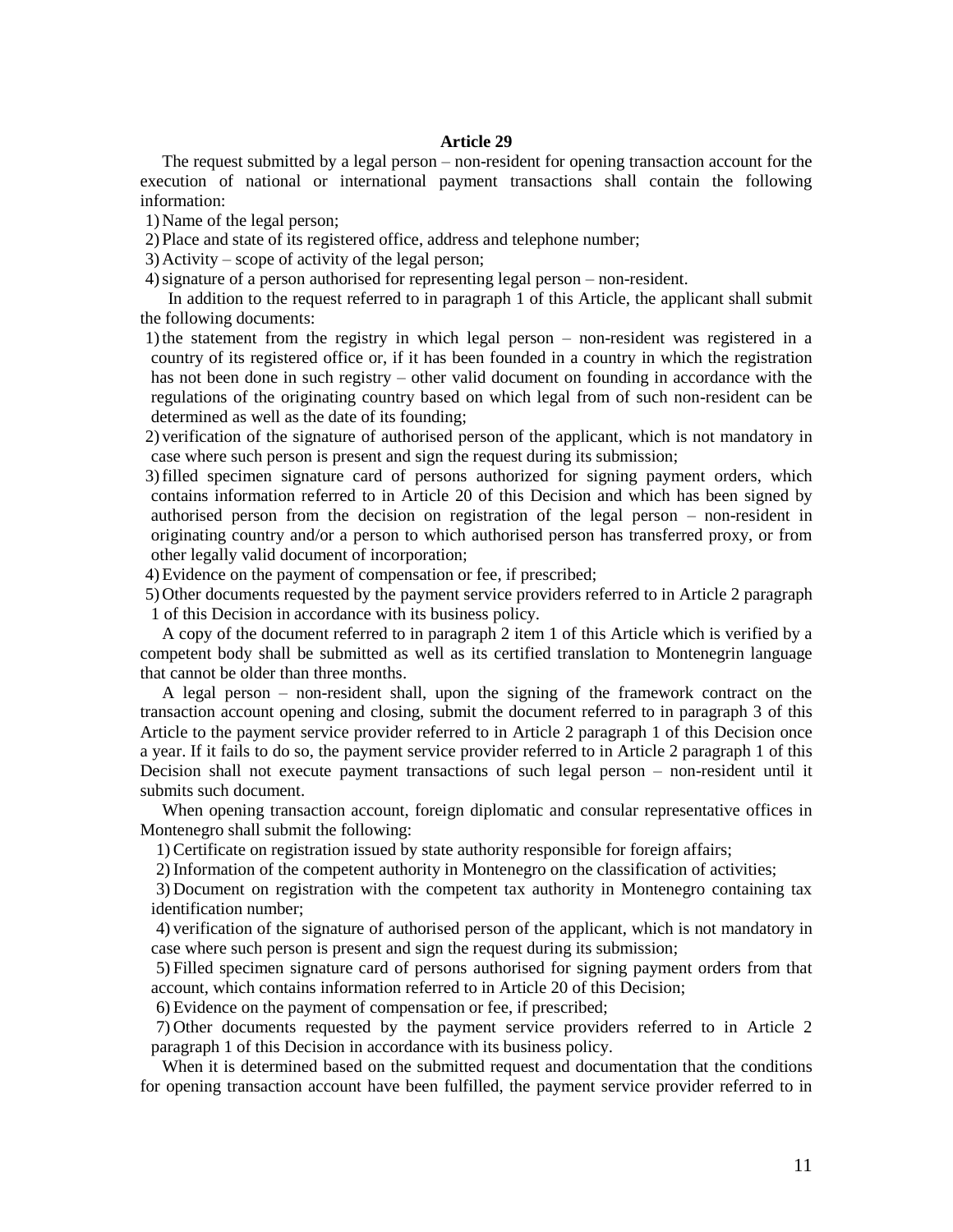**Article 29**

The request submitted by a legal person – non-resident for opening transaction account for the execution of national or international payment transactions shall contain the following information:

1) Name of the legal person;
2) Place and state of its registered office, address and telephone number;
3) Activity – scope of activity of the legal person;
4) signature of a person authorised for representing legal person – non-resident.

In addition to the request referred to in paragraph 1 of this Article, the applicant shall submit the following documents:

1) the statement from the registry in which legal person – non-resident was registered in a country of its registered office or, if it has been founded in a country in which the registration has not been done in such registry – other valid document on founding in accordance with the regulations of the originating country based on which legal from of such non-resident can be determined as well as the date of its founding;
2) verification of the signature of authorised person of the applicant, which is not mandatory in case where such person is present and sign the request during its submission;
3) filled specimen signature card of persons authorized for signing payment orders, which contains information referred to in Article 20 of this Decision and which has been signed by authorised person from the decision on registration of the legal person – non-resident in originating country and/or a person to which authorised person has transferred proxy, or from other legally valid document of incorporation;
4) Evidence on the payment of compensation or fee, if prescribed;
5) Other documents requested by the payment service providers referred to in Article 2 paragraph 1 of this Decision in accordance with its business policy.

A copy of the document referred to in paragraph 2 item 1 of this Article which is verified by a competent body shall be submitted as well as its certified translation to Montenegrin language that cannot be older than three months.

A legal person – non-resident shall, upon the signing of the framework contract on the transaction account opening and closing, submit the document referred to in paragraph 3 of this Article to the payment service provider referred to in Article 2 paragraph 1 of this Decision once a year. If it fails to do so, the payment service provider referred to in Article 2 paragraph 1 of this Decision shall not execute payment transactions of such legal person – non-resident until it submits such document.

When opening transaction account, foreign diplomatic and consular representative offices in Montenegro shall submit the following:

1) Certificate on registration issued by state authority responsible for foreign affairs;
2) Information of the competent authority in Montenegro on the classification of activities;
3) Document on registration with the competent tax authority in Montenegro containing tax identification number;
4) verification of the signature of authorised person of the applicant, which is not mandatory in case where such person is present and sign the request during its submission;
5) Filled specimen signature card of persons authorised for signing payment orders from that account, which contains information referred to in Article 20 of this Decision;
6) Evidence on the payment of compensation or fee, if prescribed;
7) Other documents requested by the payment service providers referred to in Article 2 paragraph 1 of this Decision in accordance with its business policy.

When it is determined based on the submitted request and documentation that the conditions for opening transaction account have been fulfilled, the payment service provider referred to in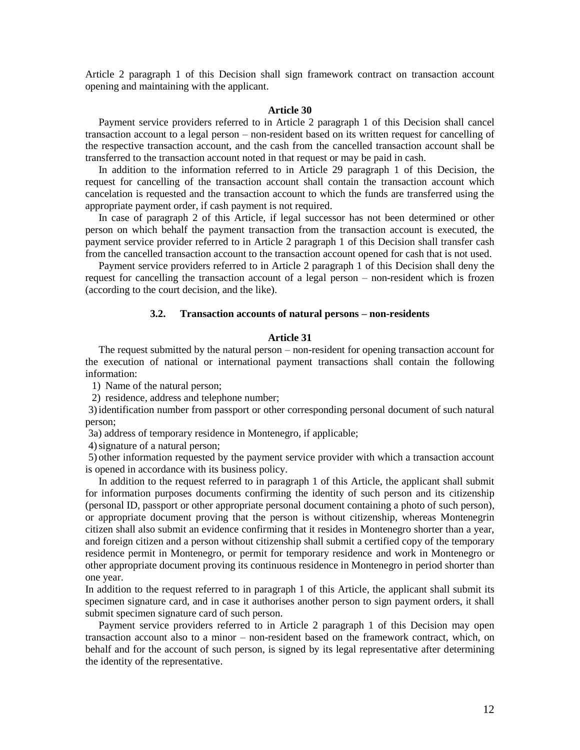Article 2 paragraph 1 of this Decision shall sign framework contract on transaction account opening and maintaining with the applicant.

### Article 30

Payment service providers referred to in Article 2 paragraph 1 of this Decision shall cancel transaction account to a legal person – non-resident based on its written request for cancelling of the respective transaction account, and the cash from the cancelled transaction account shall be transferred to the transaction account noted in that request or may be paid in cash.

In addition to the information referred to in Article 29 paragraph 1 of this Decision, the request for cancelling of the transaction account shall contain the transaction account which cancelation is requested and the transaction account to which the funds are transferred using the appropriate payment order, if cash payment is not required.

In case of paragraph 2 of this Article, if legal successor has not been determined or other person on which behalf the payment transaction from the transaction account is executed, the payment service provider referred to in Article 2 paragraph 1 of this Decision shall transfer cash from the cancelled transaction account to the transaction account opened for cash that is not used.

Payment service providers referred to in Article 2 paragraph 1 of this Decision shall deny the request for cancelling the transaction account of a legal person – non-resident which is frozen (according to the court decision, and the like).

## 3.2. Transaction accounts of natural persons – non-residents

### Article 31

The request submitted by the natural person – non-resident for opening transaction account for the execution of national or international payment transactions shall contain the following information:

1) Name of the natural person;
2) residence, address and telephone number;
3) identification number from passport or other corresponding personal document of such natural person;
3a) address of temporary residence in Montenegro, if applicable;
4) signature of a natural person;
5) other information requested by the payment service provider with which a transaction account is opened in accordance with its business policy.

In addition to the request referred to in paragraph 1 of this Article, the applicant shall submit for information purposes documents confirming the identity of such person and its citizenship (personal ID, passport or other appropriate personal document containing a photo of such person), or appropriate document proving that the person is without citizenship, whereas Montenegrin citizen shall also submit an evidence confirming that it resides in Montenegro shorter than a year, and foreign citizen and a person without citizenship shall submit a certified copy of the temporary residence permit in Montenegro, or permit for temporary residence and work in Montenegro or other appropriate document proving its continuous residence in Montenegro in period shorter than one year.

In addition to the request referred to in paragraph 1 of this Article, the applicant shall submit its specimen signature card, and in case it authorises another person to sign payment orders, it shall submit specimen signature card of such person.

Payment service providers referred to in Article 2 paragraph 1 of this Decision may open transaction account also to a minor – non-resident based on the framework contract, which, on behalf and for the account of such person, is signed by its legal representative after determining the identity of the representative.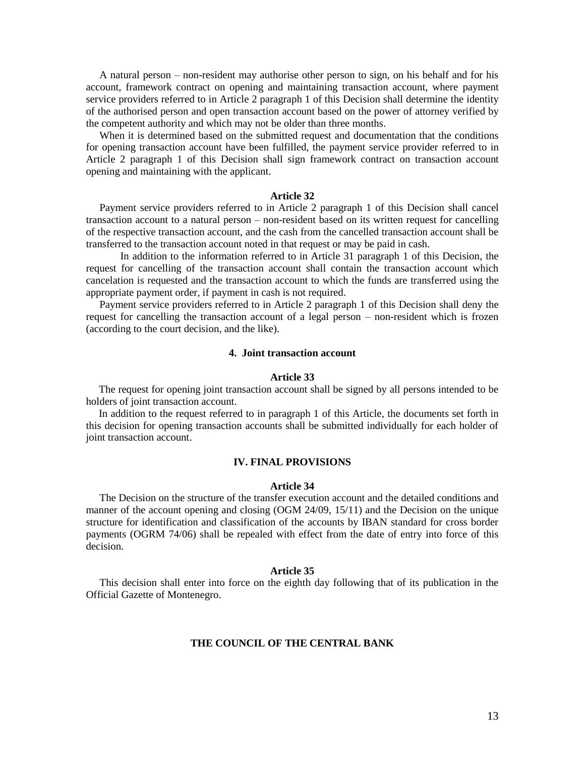A natural person – non-resident may authorise other person to sign, on his behalf and for his account, framework contract on opening and maintaining transaction account, where payment service providers referred to in Article 2 paragraph 1 of this Decision shall determine the identity of the authorised person and open transaction account based on the power of attorney verified by the competent authority and which may not be older than three months.

When it is determined based on the submitted request and documentation that the conditions for opening transaction account have been fulfilled, the payment service provider referred to in Article 2 paragraph 1 of this Decision shall sign framework contract on transaction account opening and maintaining with the applicant.

**Article 32**

Payment service providers referred to in Article 2 paragraph 1 of this Decision shall cancel transaction account to a natural person – non-resident based on its written request for cancelling of the respective transaction account, and the cash from the cancelled transaction account shall be transferred to the transaction account noted in that request or may be paid in cash.

In addition to the information referred to in Article 31 paragraph 1 of this Decision, the request for cancelling of the transaction account shall contain the transaction account which cancelation is requested and the transaction account to which the funds are transferred using the appropriate payment order, if payment in cash is not required.

Payment service providers referred to in Article 2 paragraph 1 of this Decision shall deny the request for cancelling the transaction account of a legal person – non-resident which is frozen (according to the court decision, and the like).

### 4. Joint transaction account

**Article 33**

The request for opening joint transaction account shall be signed by all persons intended to be holders of joint transaction account.

In addition to the request referred to in paragraph 1 of this Article, the documents set forth in this decision for opening transaction accounts shall be submitted individually for each holder of joint transaction account.

## IV. FINAL PROVISIONS

**Article 34**

The Decision on the structure of the transfer execution account and the detailed conditions and manner of the account opening and closing (OGM 24/09, 15/11) and the Decision on the unique structure for identification and classification of the accounts by IBAN standard for cross border payments (OGRM 74/06) shall be repealed with effect from the date of entry into force of this decision.

**Article 35**

This decision shall enter into force on the eighth day following that of its publication in the Official Gazette of Montenegro.

**THE COUNCIL OF THE CENTRAL BANK**